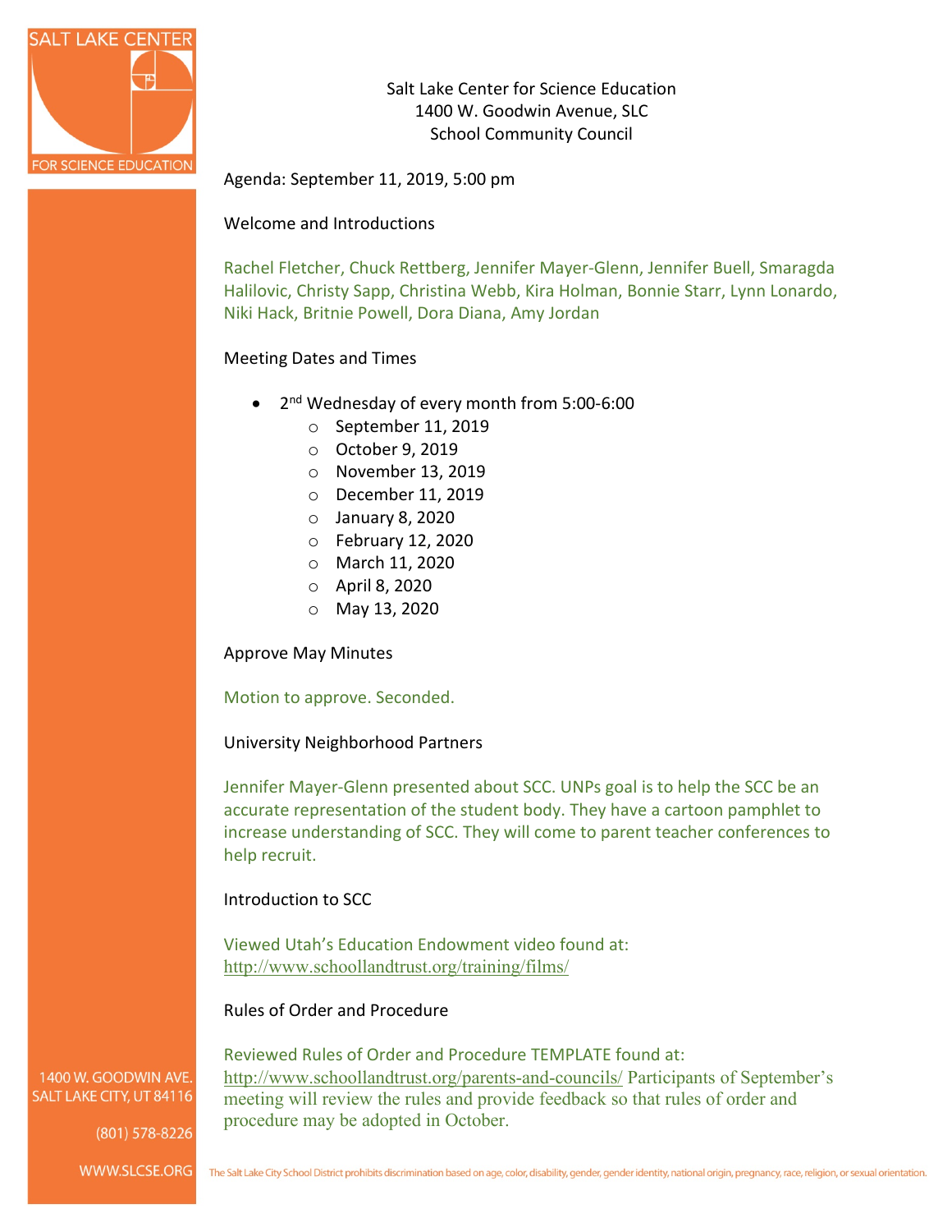Salt Lake Center for Science Education
1400 W. Goodwin Avenue, SLC
School Community Council

Agenda: September 11, 2019, 5:00 pm

Welcome and Introductions

Rachel Fletcher, Chuck Rettberg, Jennifer Mayer-Glenn, Jennifer Buell, Smaragda Halilovic, Christy Sapp, Christina Webb, Kira Holman, Bonnie Starr, Lynn Lonardo, Niki Hack, Britnie Powell, Dora Diana, Amy Jordan

Meeting Dates and Times

- 2nd Wednesday of every month from 5:00-6:00
  - September 11, 2019
  - October 9, 2019
  - November 13, 2019
  - December 11, 2019
  - January 8, 2020
  - February 12, 2020
  - March 11, 2020
  - April 8, 2020
  - May 13, 2020

Approve May Minutes

Motion to approve. Seconded.

University Neighborhood Partners

Jennifer Mayer-Glenn presented about SCC. UNPs goal is to help the SCC be an accurate representation of the student body. They have a cartoon pamphlet to increase understanding of SCC. They will come to parent teacher conferences to help recruit.

Introduction to SCC

Viewed Utah's Education Endowment video found at: http://www.schoollandtrust.org/training/films/

Rules of Order and Procedure

Reviewed Rules of Order and Procedure TEMPLATE found at: http://www.schoollandtrust.org/parents-and-councils/ Participants of September's meeting will review the rules and provide feedback so that rules of order and procedure may be adopted in October.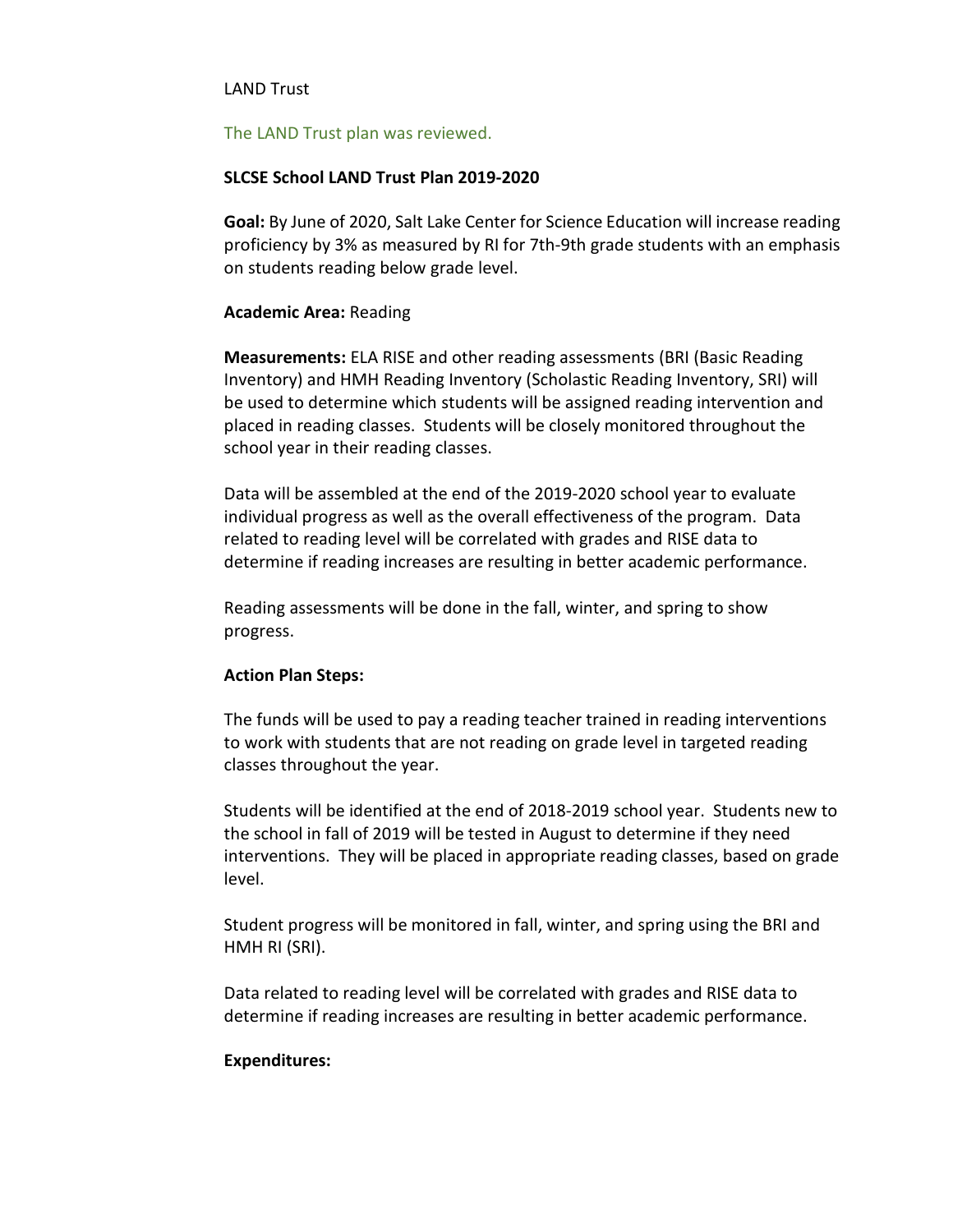LAND Trust

The LAND Trust plan was reviewed.

**SLCSE School LAND Trust Plan 2019-2020**

**Goal:** By June of 2020, Salt Lake Center for Science Education will increase reading proficiency by 3% as measured by RI for 7th-9th grade students with an emphasis on students reading below grade level.

**Academic Area:** Reading

**Measurements:** ELA RISE and other reading assessments (BRI (Basic Reading Inventory) and HMH Reading Inventory (Scholastic Reading Inventory, SRI) will be used to determine which students will be assigned reading intervention and placed in reading classes. Students will be closely monitored throughout the school year in their reading classes.

Data will be assembled at the end of the 2019-2020 school year to evaluate individual progress as well as the overall effectiveness of the program. Data related to reading level will be correlated with grades and RISE data to determine if reading increases are resulting in better academic performance.

Reading assessments will be done in the fall, winter, and spring to show progress.

**Action Plan Steps:**

The funds will be used to pay a reading teacher trained in reading interventions to work with students that are not reading on grade level in targeted reading classes throughout the year.

Students will be identified at the end of 2018-2019 school year. Students new to the school in fall of 2019 will be tested in August to determine if they need interventions. They will be placed in appropriate reading classes, based on grade level.

Student progress will be monitored in fall, winter, and spring using the BRI and HMH RI (SRI).

Data related to reading level will be correlated with grades and RISE data to determine if reading increases are resulting in better academic performance.

**Expenditures:**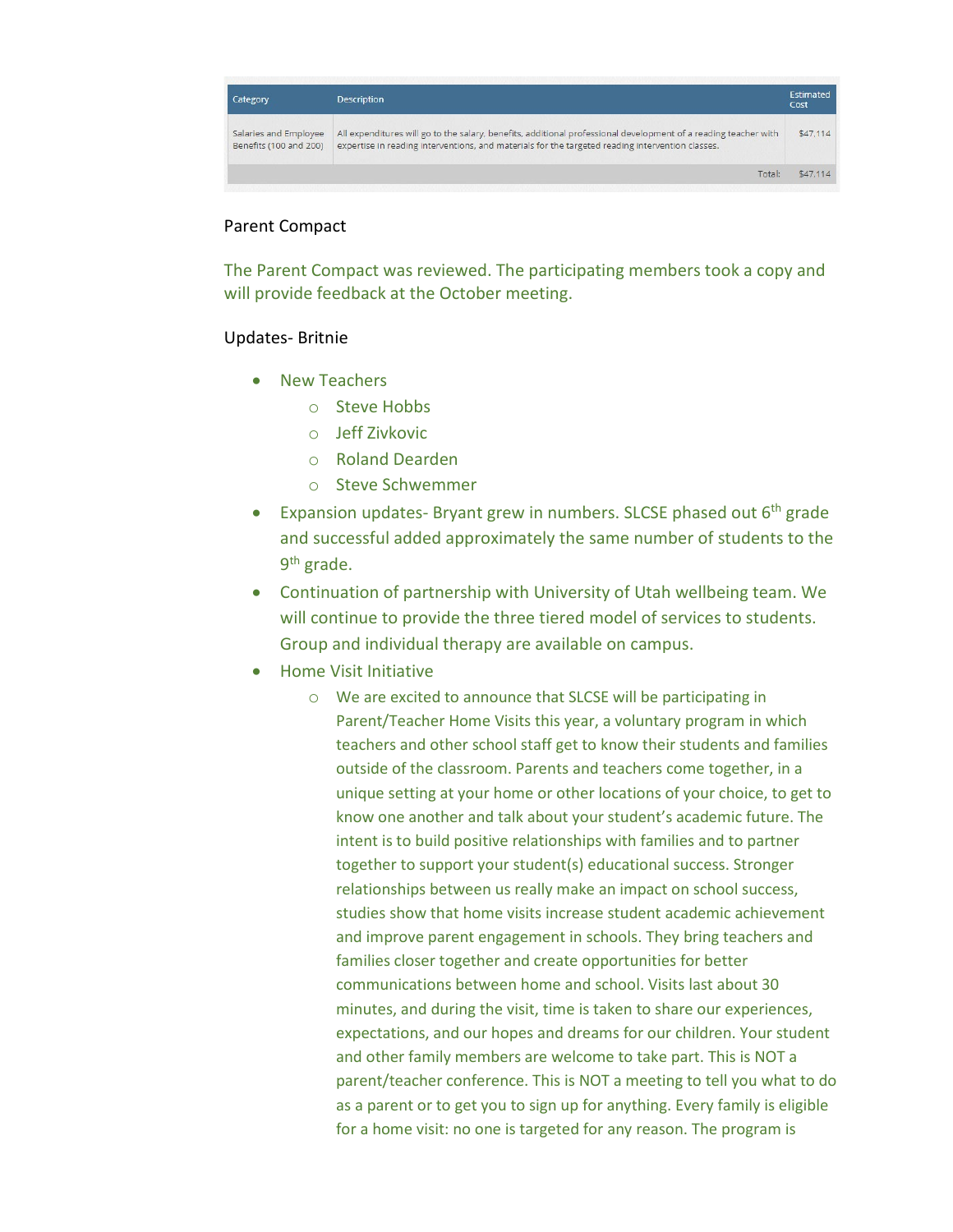| Category | Description | Estimated Cost |
|---|---|---|
| Salaries and Employee Benefits (100 and 200) | All expenditures will go to the salary, benefits, additional professional development of a reading teacher with expertise in reading interventions, and materials for the targeted reading intervention classes. | $47,114 |
| | Total: | $47,114 |

Parent Compact

The Parent Compact was reviewed. The participating members took a copy and will provide feedback at the October meeting.

Updates- Britnie

- New Teachers
  - Steve Hobbs
  - Jeff Zivkovic
  - Roland Dearden
  - Steve Schwemmer
- Expansion updates- Bryant grew in numbers. SLCSE phased out 6th grade and successful added approximately the same number of students to the 9th grade.
- Continuation of partnership with University of Utah wellbeing team. We will continue to provide the three tiered model of services to students. Group and individual therapy are available on campus.
- Home Visit Initiative
  - We are excited to announce that SLCSE will be participating in Parent/Teacher Home Visits this year, a voluntary program in which teachers and other school staff get to know their students and families outside of the classroom. Parents and teachers come together, in a unique setting at your home or other locations of your choice, to get to know one another and talk about your student's academic future. The intent is to build positive relationships with families and to partner together to support your student(s) educational success. Stronger relationships between us really make an impact on school success, studies show that home visits increase student academic achievement and improve parent engagement in schools. They bring teachers and families closer together and create opportunities for better communications between home and school. Visits last about 30 minutes, and during the visit, time is taken to share our experiences, expectations, and our hopes and dreams for our children. Your student and other family members are welcome to take part. This is NOT a parent/teacher conference. This is NOT a meeting to tell you what to do as a parent or to get you to sign up for anything. Every family is eligible for a home visit: no one is targeted for any reason. The program is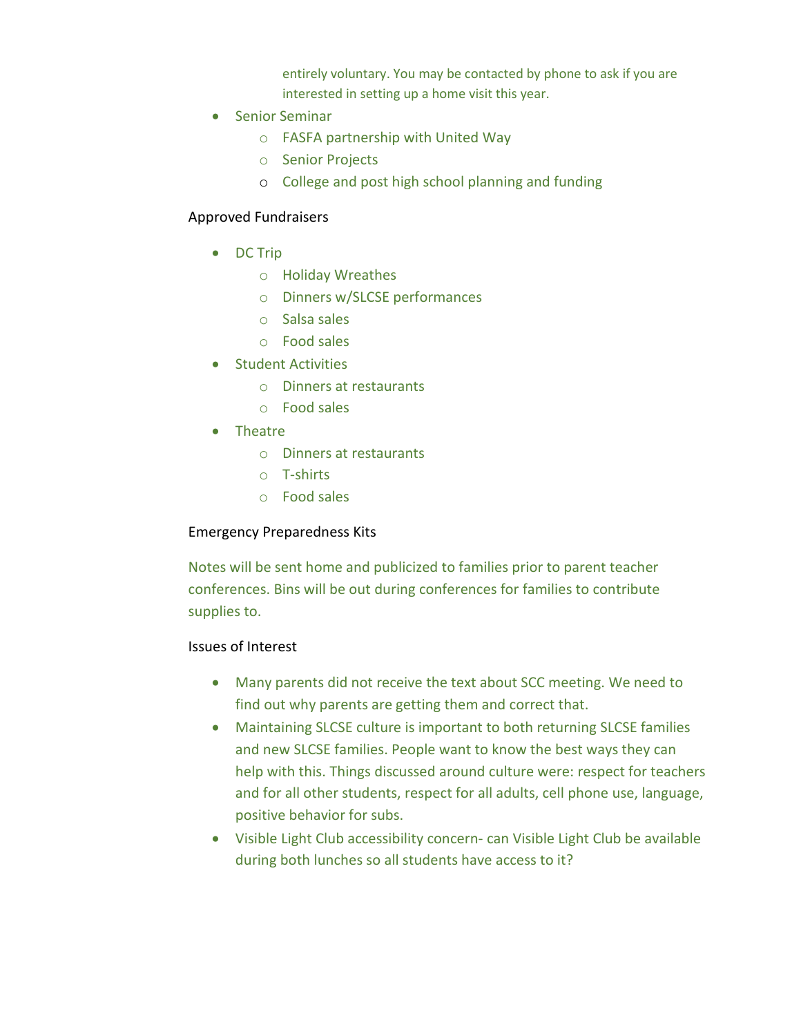entirely voluntary. You may be contacted by phone to ask if you are interested in setting up a home visit this year.

- Senior Seminar
  - FASFA partnership with United Way
  - Senior Projects
  - College and post high school planning and funding

Approved Fundraisers

- DC Trip
  - Holiday Wreathes
  - Dinners w/SLCSE performances
  - Salsa sales
  - Food sales
- Student Activities
  - Dinners at restaurants
  - Food sales
- Theatre
  - Dinners at restaurants
  - T-shirts
  - Food sales

Emergency Preparedness Kits

Notes will be sent home and publicized to families prior to parent teacher conferences. Bins will be out during conferences for families to contribute supplies to.

Issues of Interest

- Many parents did not receive the text about SCC meeting. We need to find out why parents are getting them and correct that.
- Maintaining SLCSE culture is important to both returning SLCSE families and new SLCSE families. People want to know the best ways they can help with this. Things discussed around culture were: respect for teachers and for all other students, respect for all adults, cell phone use, language, positive behavior for subs.
- Visible Light Club accessibility concern- can Visible Light Club be available during both lunches so all students have access to it?